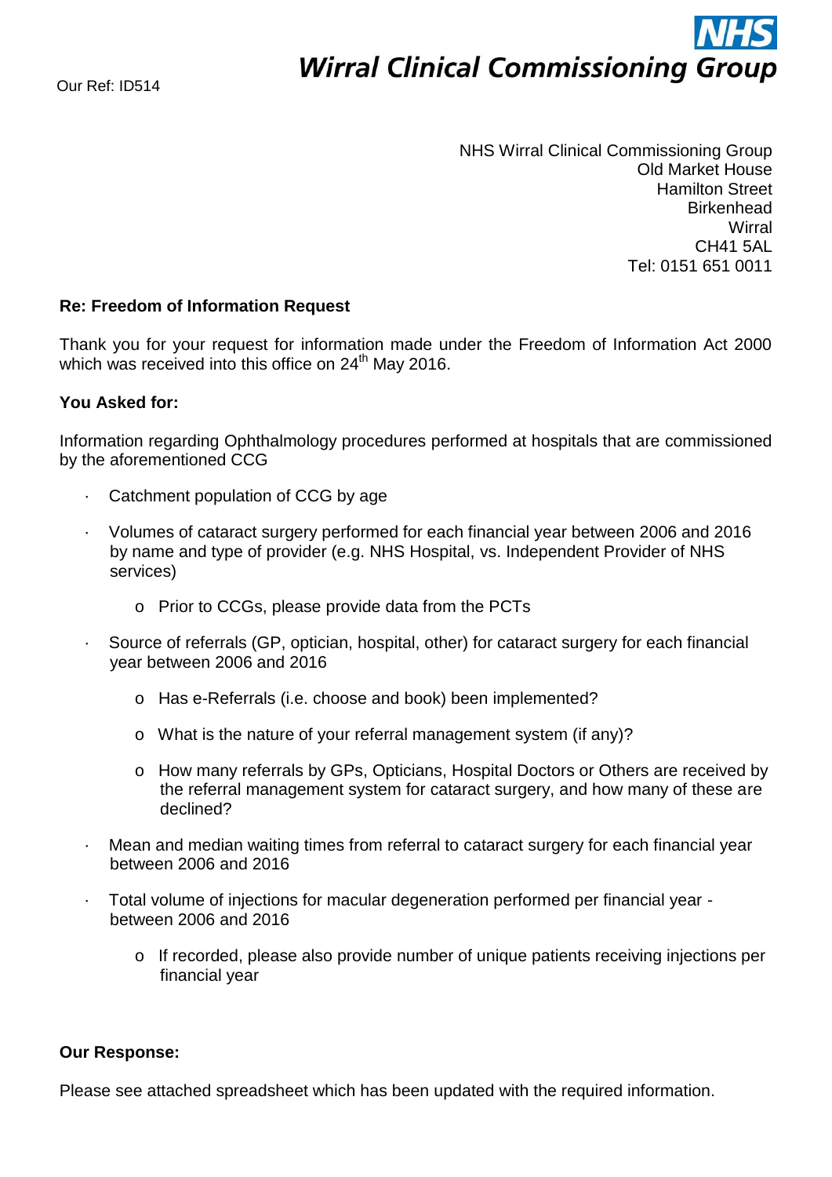Our Ref: ID514

**NHS**
**Wirral Clinical Commissioning Group**

NHS Wirral Clinical Commissioning Group
Old Market House
Hamilton Street
Birkenhead
Wirral
CH41 5AL
Tel: 0151 651 0011

**Re: Freedom of Information Request**

Thank you for your request for information made under the Freedom of Information Act 2000 which was received into this office on 24th May 2016.

**You Asked for:**

Information regarding Ophthalmology procedures performed at hospitals that are commissioned by the aforementioned CCG

- Catchment population of CCG by age
- Volumes of cataract surgery performed for each financial year between 2006 and 2016 by name and type of provider (e.g. NHS Hospital, vs. Independent Provider of NHS services)
  - Prior to CCGs, please provide data from the PCTs
- Source of referrals (GP, optician, hospital, other) for cataract surgery for each financial year between 2006 and 2016
  - Has e-Referrals (i.e. choose and book) been implemented?
  - What is the nature of your referral management system (if any)?
  - How many referrals by GPs, Opticians, Hospital Doctors or Others are received by the referral management system for cataract surgery, and how many of these are declined?
- Mean and median waiting times from referral to cataract surgery for each financial year between 2006 and 2016
- Total volume of injections for macular degeneration performed per financial year - between 2006 and 2016
  - If recorded, please also provide number of unique patients receiving injections per financial year

**Our Response:**

Please see attached spreadsheet which has been updated with the required information.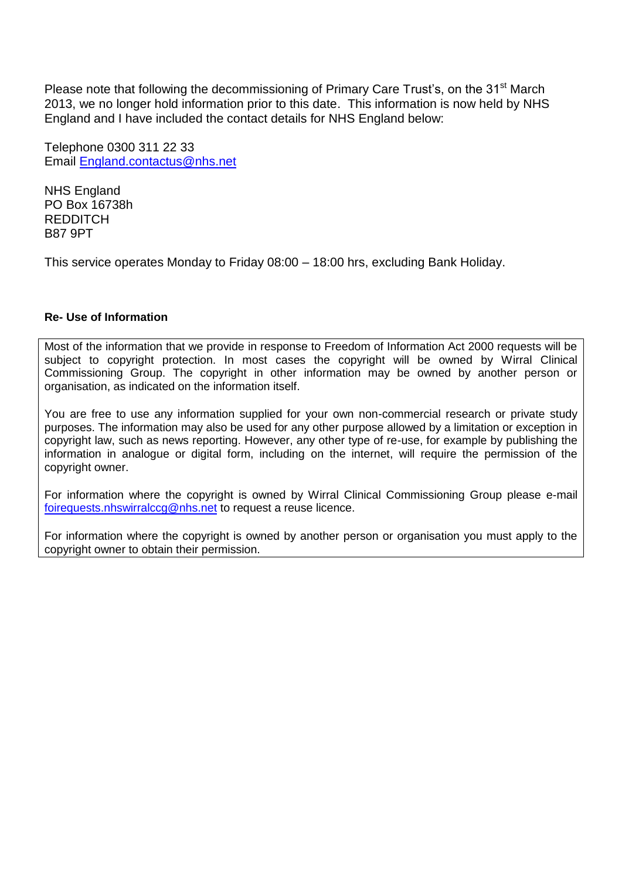Please note that following the decommissioning of Primary Care Trust's, on the 31st March 2013, we no longer hold information prior to this date. This information is now held by NHS England and I have included the contact details for NHS England below:

Telephone 0300 311 22 33
Email England.contactus@nhs.net

NHS England
PO Box 16738h
REDDITCH
B87 9PT

This service operates Monday to Friday 08:00 – 18:00 hrs, excluding Bank Holiday.

**Re- Use of Information**

Most of the information that we provide in response to Freedom of Information Act 2000 requests will be subject to copyright protection. In most cases the copyright will be owned by Wirral Clinical Commissioning Group. The copyright in other information may be owned by another person or organisation, as indicated on the information itself.

You are free to use any information supplied for your own non-commercial research or private study purposes. The information may also be used for any other purpose allowed by a limitation or exception in copyright law, such as news reporting. However, any other type of re-use, for example by publishing the information in analogue or digital form, including on the internet, will require the permission of the copyright owner.

For information where the copyright is owned by Wirral Clinical Commissioning Group please e-mail foirequests.nhswirralccg@nhs.net to request a reuse licence.

For information where the copyright is owned by another person or organisation you must apply to the copyright owner to obtain their permission.